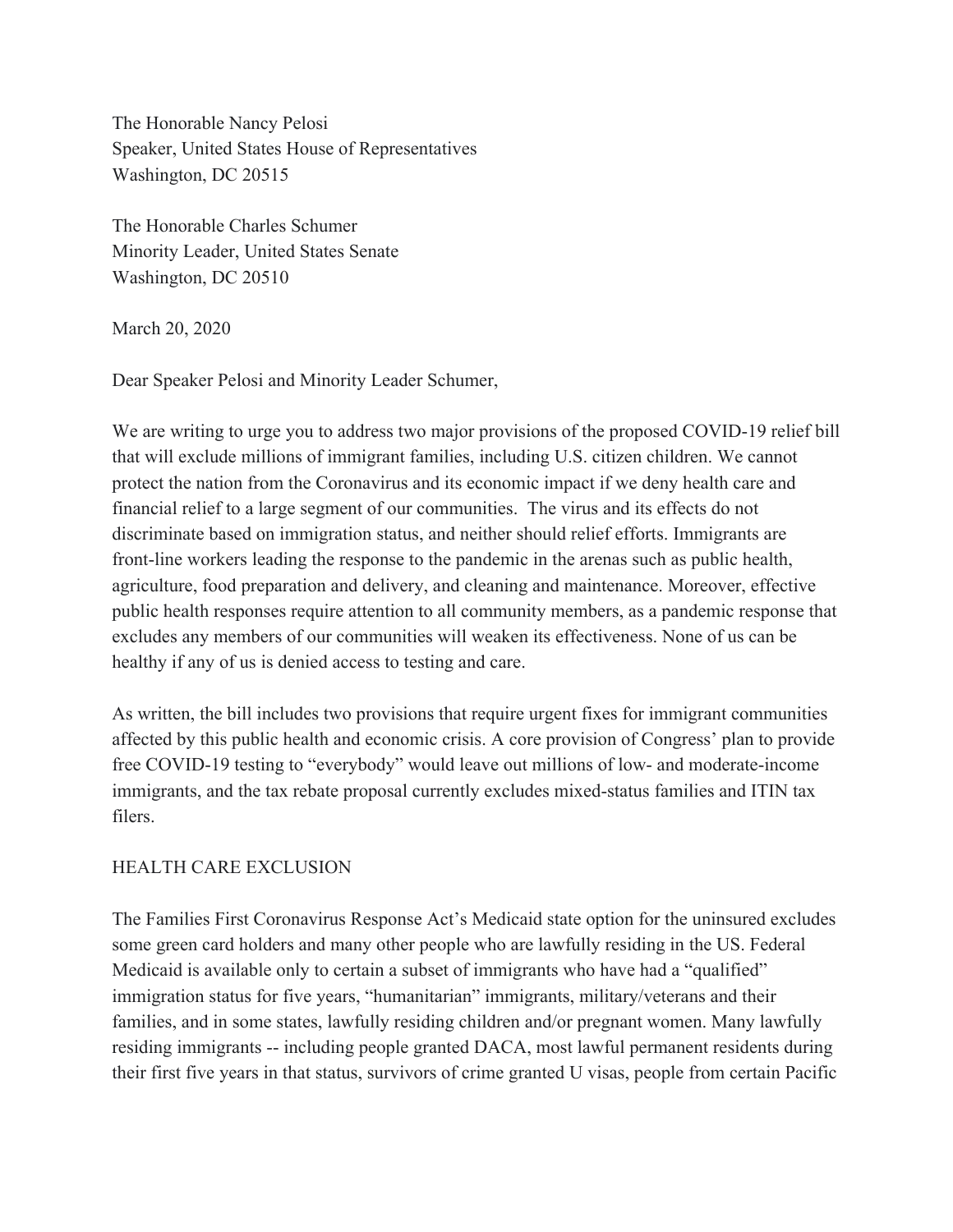The Honorable Nancy Pelosi
Speaker, United States House of Representatives
Washington, DC 20515

The Honorable Charles Schumer
Minority Leader, United States Senate
Washington, DC 20510

March 20, 2020

Dear Speaker Pelosi and Minority Leader Schumer,

We are writing to urge you to address two major provisions of the proposed COVID-19 relief bill that will exclude millions of immigrant families, including U.S. citizen children. We cannot protect the nation from the Coronavirus and its economic impact if we deny health care and financial relief to a large segment of our communities. The virus and its effects do not discriminate based on immigration status, and neither should relief efforts. Immigrants are front-line workers leading the response to the pandemic in the arenas such as public health, agriculture, food preparation and delivery, and cleaning and maintenance. Moreover, effective public health responses require attention to all community members, as a pandemic response that excludes any members of our communities will weaken its effectiveness. None of us can be healthy if any of us is denied access to testing and care.

As written, the bill includes two provisions that require urgent fixes for immigrant communities affected by this public health and economic crisis. A core provision of Congress' plan to provide free COVID-19 testing to "everybody" would leave out millions of low- and moderate-income immigrants, and the tax rebate proposal currently excludes mixed-status families and ITIN tax filers.

## HEALTH CARE EXCLUSION

The Families First Coronavirus Response Act's Medicaid state option for the uninsured excludes some green card holders and many other people who are lawfully residing in the US. Federal Medicaid is available only to certain a subset of immigrants who have had a "qualified" immigration status for five years, "humanitarian" immigrants, military/veterans and their families, and in some states, lawfully residing children and/or pregnant women. Many lawfully residing immigrants -- including people granted DACA, most lawful permanent residents during their first five years in that status, survivors of crime granted U visas, people from certain Pacific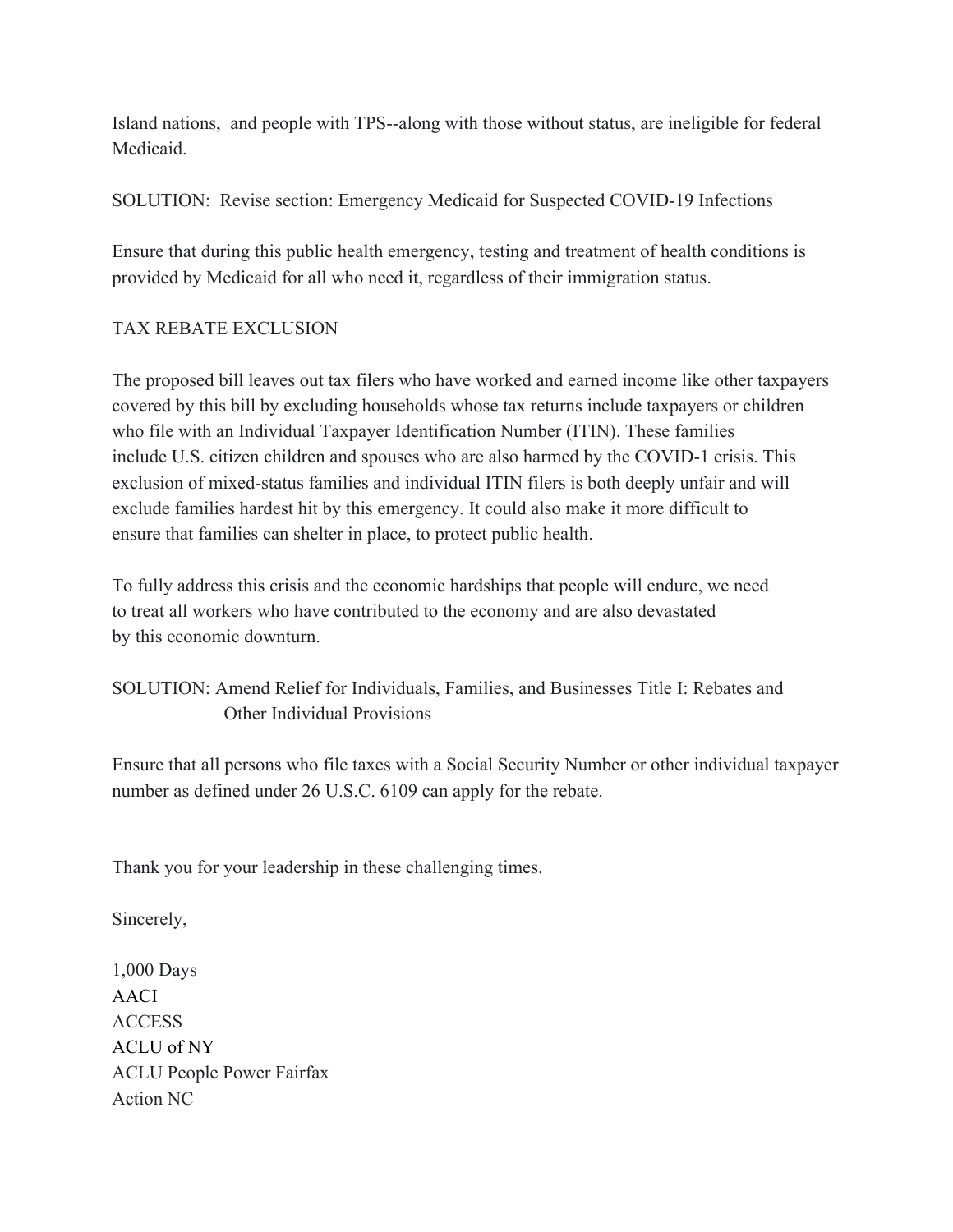Island nations, and people with TPS--along with those without status, are ineligible for federal Medicaid.

SOLUTION: Revise section: Emergency Medicaid for Suspected COVID-19 Infections

Ensure that during this public health emergency, testing and treatment of health conditions is provided by Medicaid for all who need it, regardless of their immigration status.

TAX REBATE EXCLUSION

The proposed bill leaves out tax filers who have worked and earned income like other taxpayers covered by this bill by excluding households whose tax returns include taxpayers or children who file with an Individual Taxpayer Identification Number (ITIN). These families include U.S. citizen children and spouses who are also harmed by the COVID-1 crisis. This exclusion of mixed-status families and individual ITIN filers is both deeply unfair and will exclude families hardest hit by this emergency. It could also make it more difficult to ensure that families can shelter in place, to protect public health.

To fully address this crisis and the economic hardships that people will endure, we need to treat all workers who have contributed to the economy and are also devastated by this economic downturn.

SOLUTION: Amend Relief for Individuals, Families, and Businesses Title I: Rebates and Other Individual Provisions

Ensure that all persons who file taxes with a Social Security Number or other individual taxpayer number as defined under 26 U.S.C. 6109 can apply for the rebate.

Thank you for your leadership in these challenging times.

Sincerely,

1,000 Days
AACI
ACCESS
ACLU of NY
ACLU People Power Fairfax
Action NC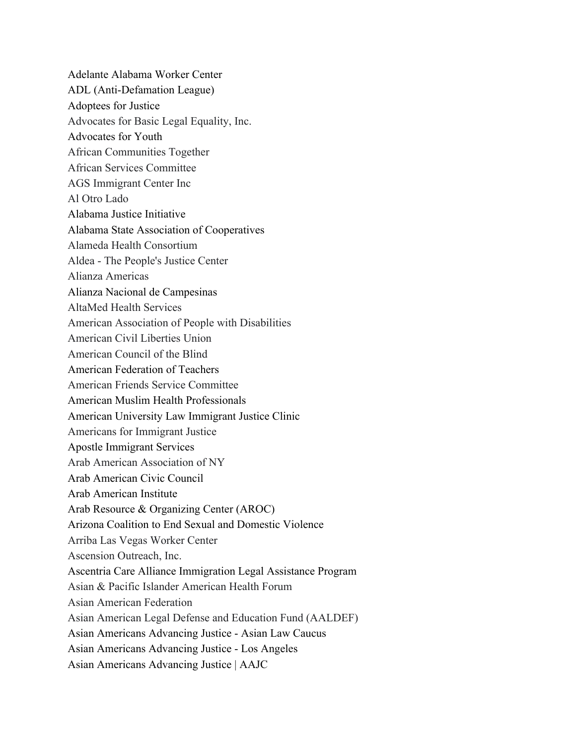Adelante Alabama Worker Center
ADL (Anti-Defamation League)
Adoptees for Justice
Advocates for Basic Legal Equality, Inc.
Advocates for Youth
African Communities Together
African Services Committee
AGS Immigrant Center Inc
Al Otro Lado
Alabama Justice Initiative
Alabama State Association of Cooperatives
Alameda Health Consortium
Aldea - The People's Justice Center
Alianza Americas
Alianza Nacional de Campesinas
AltaMed Health Services
American Association of People with Disabilities
American Civil Liberties Union
American Council of the Blind
American Federation of Teachers
American Friends Service Committee
American Muslim Health Professionals
American University Law Immigrant Justice Clinic
Americans for Immigrant Justice
Apostle Immigrant Services
Arab American Association of NY
Arab American Civic Council
Arab American Institute
Arab Resource & Organizing Center (AROC)
Arizona Coalition to End Sexual and Domestic Violence
Arriba Las Vegas Worker Center
Ascension Outreach, Inc.
Ascentria Care Alliance Immigration Legal Assistance Program
Asian & Pacific Islander American Health Forum
Asian American Federation
Asian American Legal Defense and Education Fund (AALDEF)
Asian Americans Advancing Justice - Asian Law Caucus
Asian Americans Advancing Justice - Los Angeles
Asian Americans Advancing Justice | AAJC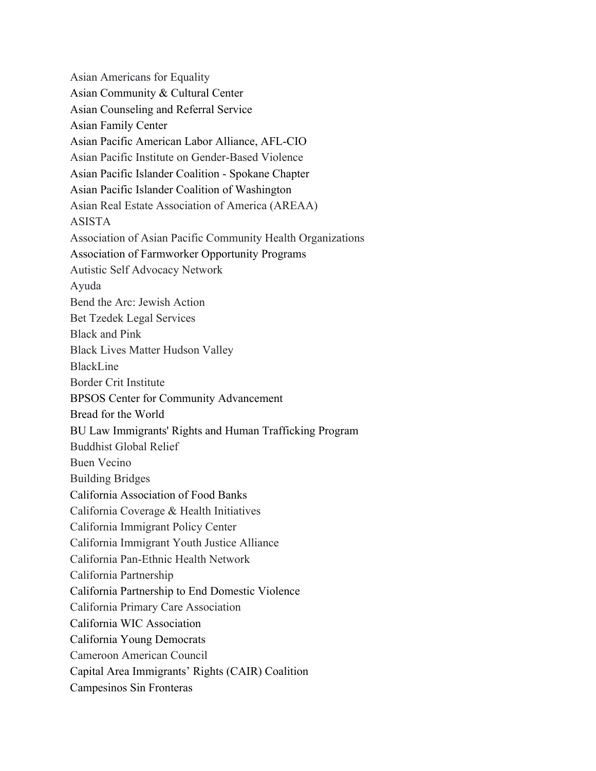Asian Americans for Equality
Asian Community & Cultural Center
Asian Counseling and Referral Service
Asian Family Center
Asian Pacific American Labor Alliance, AFL-CIO
Asian Pacific Institute on Gender-Based Violence
Asian Pacific Islander Coalition - Spokane Chapter
Asian Pacific Islander Coalition of Washington
Asian Real Estate Association of America (AREAA)
ASISTA
Association of Asian Pacific Community Health Organizations
Association of Farmworker Opportunity Programs
Autistic Self Advocacy Network
Ayuda
Bend the Arc: Jewish Action
Bet Tzedek Legal Services
Black and Pink
Black Lives Matter Hudson Valley
BlackLine
Border Crit Institute
BPSOS Center for Community Advancement
Bread for the World
BU Law Immigrants' Rights and Human Trafficking Program
Buddhist Global Relief
Buen Vecino
Building Bridges
California Association of Food Banks
California Coverage & Health Initiatives
California Immigrant Policy Center
California Immigrant Youth Justice Alliance
California Pan-Ethnic Health Network
California Partnership
California Partnership to End Domestic Violence
California Primary Care Association
California WIC Association
California Young Democrats
Cameroon American Council
Capital Area Immigrants' Rights (CAIR) Coalition
Campesinos Sin Fronteras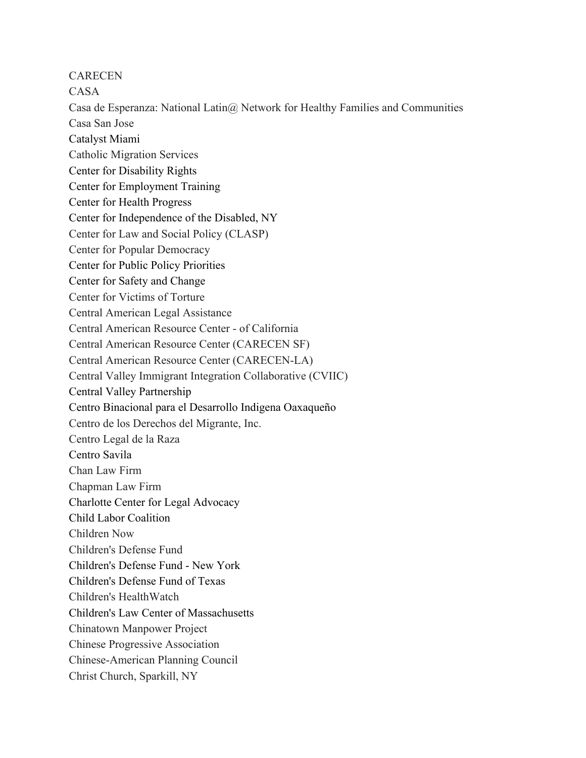CARECEN

CASA

Casa de Esperanza: National Latin@ Network for Healthy Families and Communities

Casa San Jose

Catalyst Miami

Catholic Migration Services

Center for Disability Rights

Center for Employment Training

Center for Health Progress

Center for Independence of the Disabled, NY

Center for Law and Social Policy (CLASP)

Center for Popular Democracy

Center for Public Policy Priorities

Center for Safety and Change

Center for Victims of Torture

Central American Legal Assistance

Central American Resource Center - of California

Central American Resource Center (CARECEN SF)

Central American Resource Center (CARECEN-LA)

Central Valley Immigrant Integration Collaborative (CVIIC)

Central Valley Partnership

Centro Binacional para el Desarrollo Indigena Oaxaqueño

Centro de los Derechos del Migrante, Inc.

Centro Legal de la Raza

Centro Savila

Chan Law Firm

Chapman Law Firm

Charlotte Center for Legal Advocacy

Child Labor Coalition

Children Now

Children's Defense Fund

Children's Defense Fund - New York

Children's Defense Fund of Texas

Children's HealthWatch

Children's Law Center of Massachusetts

Chinatown Manpower Project

Chinese Progressive Association

Chinese-American Planning Council

Christ Church, Sparkill, NY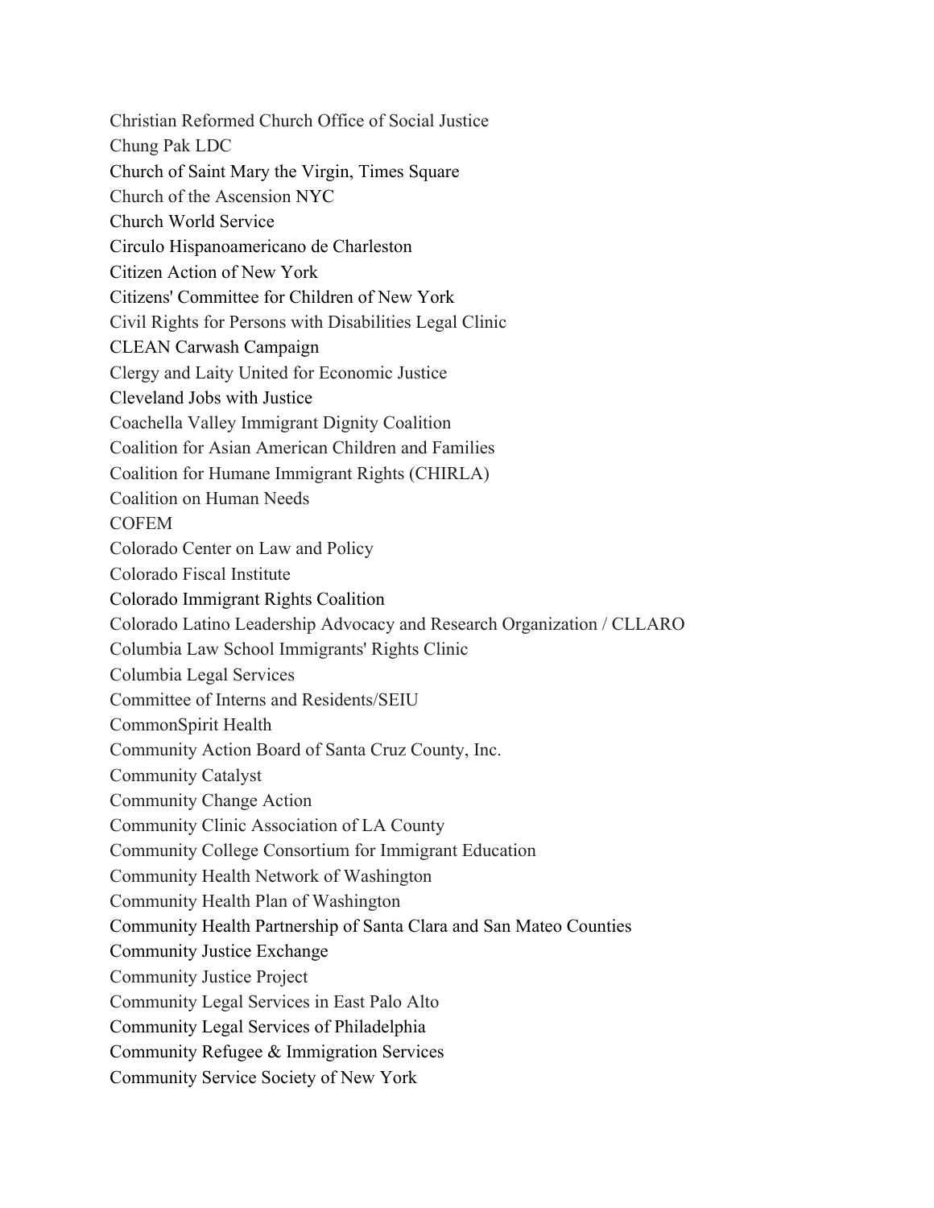Christian Reformed Church Office of Social Justice
Chung Pak LDC
Church of Saint Mary the Virgin, Times Square
Church of the Ascension NYC
Church World Service
Circulo Hispanoamericano de Charleston
Citizen Action of New York
Citizens' Committee for Children of New York
Civil Rights for Persons with Disabilities Legal Clinic
CLEAN Carwash Campaign
Clergy and Laity United for Economic Justice
Cleveland Jobs with Justice
Coachella Valley Immigrant Dignity Coalition
Coalition for Asian American Children and Families
Coalition for Humane Immigrant Rights (CHIRLA)
Coalition on Human Needs
COFEM
Colorado Center on Law and Policy
Colorado Fiscal Institute
Colorado Immigrant Rights Coalition
Colorado Latino Leadership Advocacy and Research Organization / CLLARO
Columbia Law School Immigrants' Rights Clinic
Columbia Legal Services
Committee of Interns and Residents/SEIU
CommonSpirit Health
Community Action Board of Santa Cruz County, Inc.
Community Catalyst
Community Change Action
Community Clinic Association of LA County
Community College Consortium for Immigrant Education
Community Health Network of Washington
Community Health Plan of Washington
Community Health Partnership of Santa Clara and San Mateo Counties
Community Justice Exchange
Community Justice Project
Community Legal Services in East Palo Alto
Community Legal Services of Philadelphia
Community Refugee & Immigration Services
Community Service Society of New York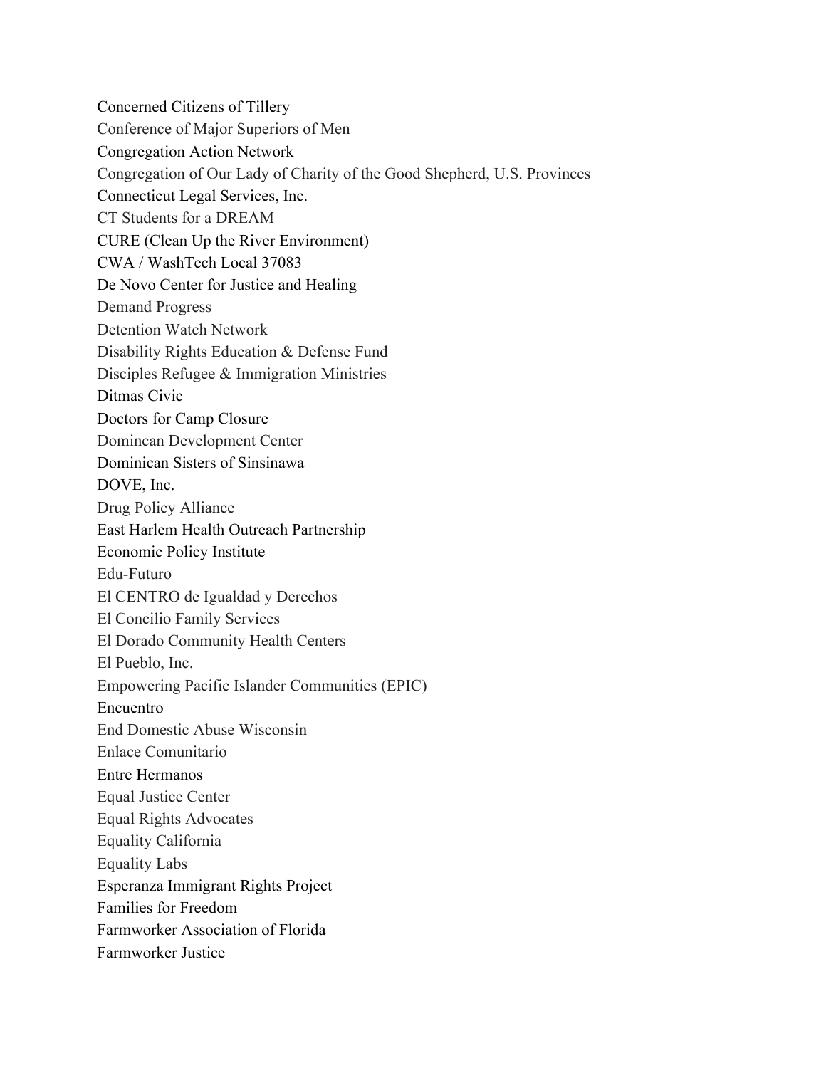Concerned Citizens of Tillery

Conference of Major Superiors of Men

Congregation Action Network

Congregation of Our Lady of Charity of the Good Shepherd, U.S. Provinces

Connecticut Legal Services, Inc.

CT Students for a DREAM

CURE (Clean Up the River Environment)

CWA / WashTech Local 37083

De Novo Center for Justice and Healing

Demand Progress

Detention Watch Network

Disability Rights Education & Defense Fund

Disciples Refugee & Immigration Ministries

Ditmas Civic

Doctors for Camp Closure

Domincan Development Center

Dominican Sisters of Sinsinawa

DOVE, Inc.

Drug Policy Alliance

East Harlem Health Outreach Partnership

Economic Policy Institute

Edu-Futuro

El CENTRO de Igualdad y Derechos

El Concilio Family Services

El Dorado Community Health Centers

El Pueblo, Inc.

Empowering Pacific Islander Communities (EPIC)

Encuentro

End Domestic Abuse Wisconsin

Enlace Comunitario

Entre Hermanos

Equal Justice Center

Equal Rights Advocates

Equality California

Equality Labs

Esperanza Immigrant Rights Project

Families for Freedom

Farmworker Association of Florida

Farmworker Justice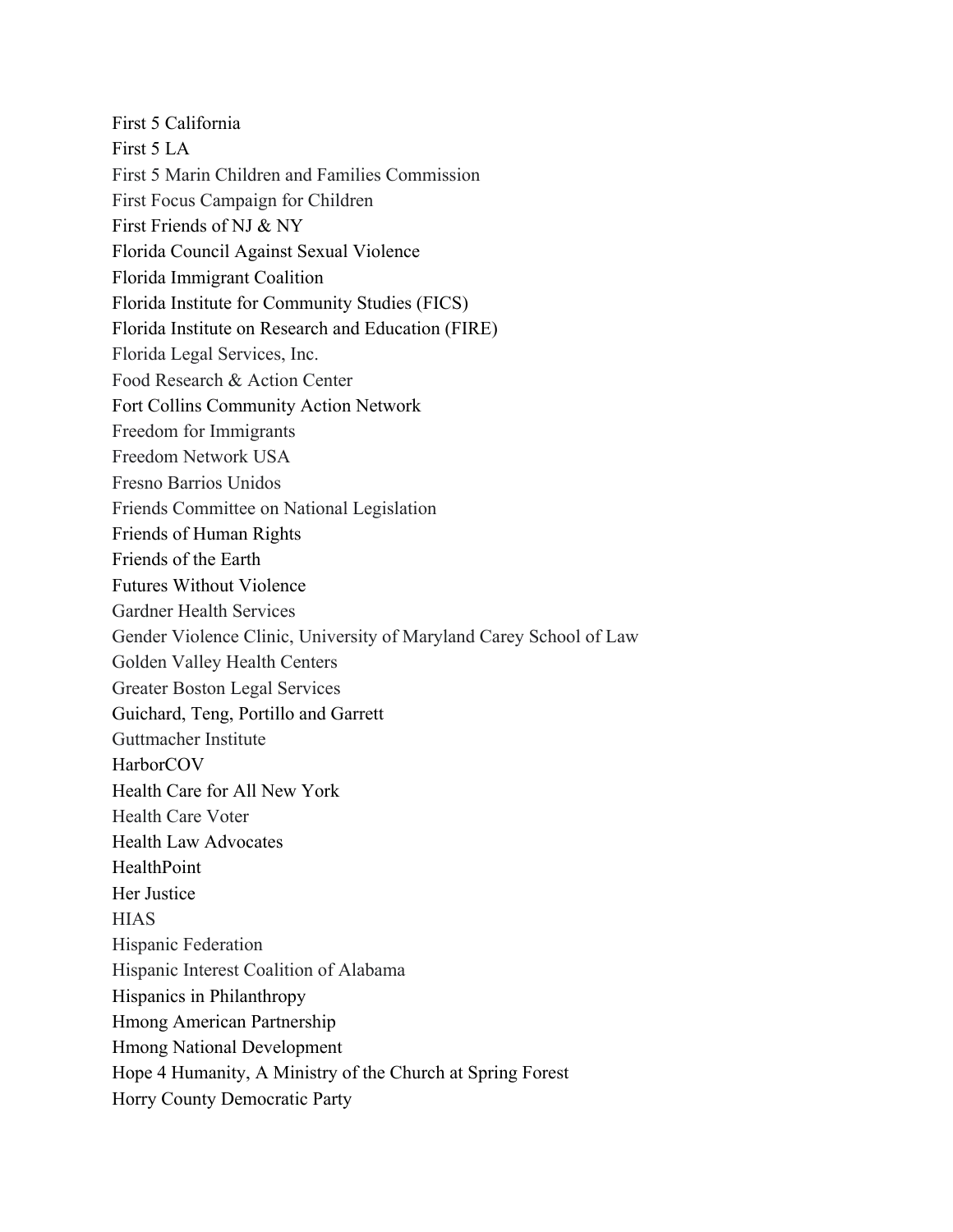First 5 California
First 5 LA
First 5 Marin Children and Families Commission
First Focus Campaign for Children
First Friends of NJ & NY
Florida Council Against Sexual Violence
Florida Immigrant Coalition
Florida Institute for Community Studies (FICS)
Florida Institute on Research and Education (FIRE)
Florida Legal Services, Inc.
Food Research & Action Center
Fort Collins Community Action Network
Freedom for Immigrants
Freedom Network USA
Fresno Barrios Unidos
Friends Committee on National Legislation
Friends of Human Rights
Friends of the Earth
Futures Without Violence
Gardner Health Services
Gender Violence Clinic, University of Maryland Carey School of Law
Golden Valley Health Centers
Greater Boston Legal Services
Guichard, Teng, Portillo and Garrett
Guttmacher Institute
HarborCOV
Health Care for All New York
Health Care Voter
Health Law Advocates
HealthPoint
Her Justice
HIAS
Hispanic Federation
Hispanic Interest Coalition of Alabama
Hispanics in Philanthropy
Hmong American Partnership
Hmong National Development
Hope 4 Humanity, A Ministry of the Church at Spring Forest
Horry County Democratic Party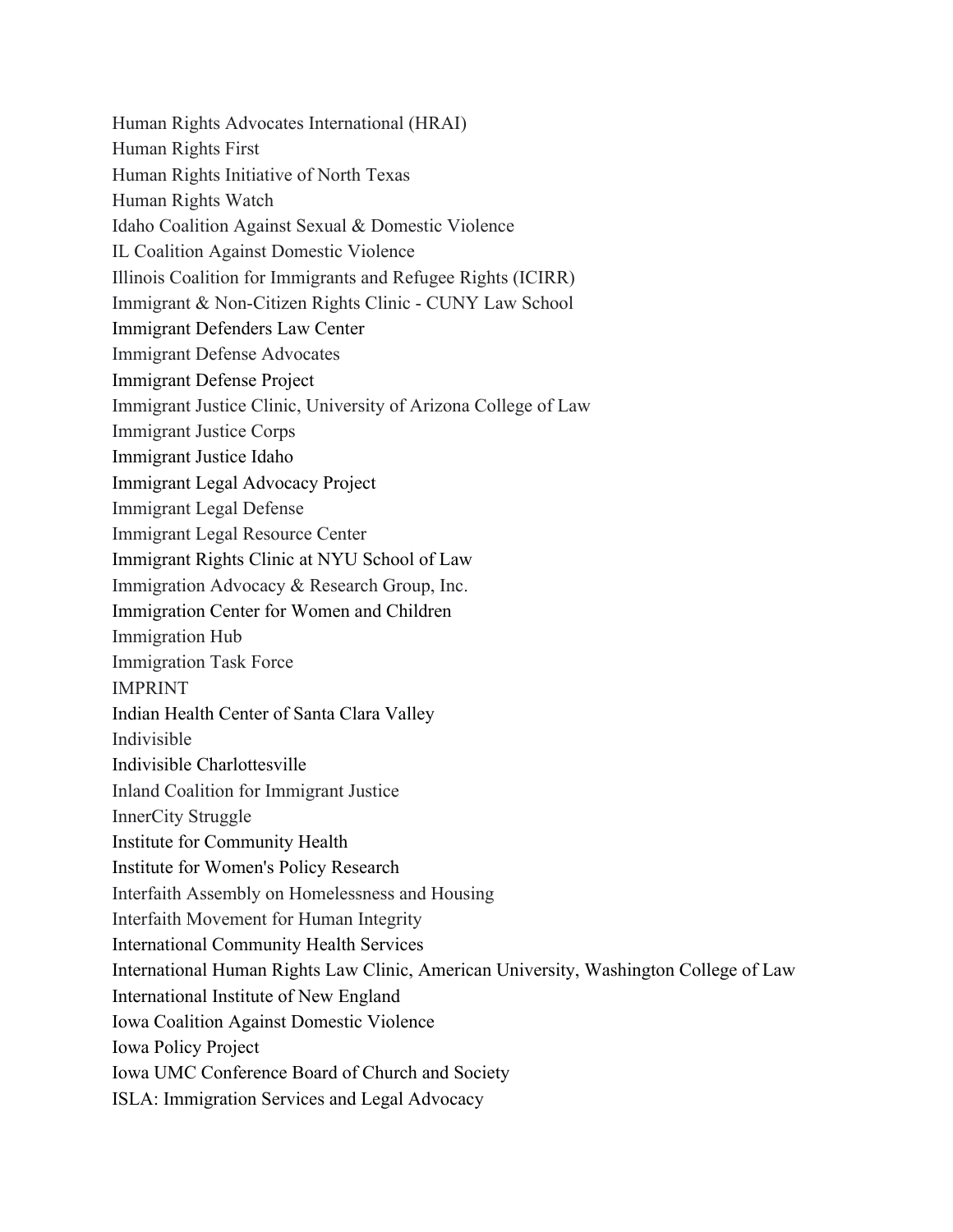Human Rights Advocates International (HRAI)
Human Rights First
Human Rights Initiative of North Texas
Human Rights Watch
Idaho Coalition Against Sexual & Domestic Violence
IL Coalition Against Domestic Violence
Illinois Coalition for Immigrants and Refugee Rights (ICIRR)
Immigrant & Non-Citizen Rights Clinic - CUNY Law School
Immigrant Defenders Law Center
Immigrant Defense Advocates
Immigrant Defense Project
Immigrant Justice Clinic, University of Arizona College of Law
Immigrant Justice Corps
Immigrant Justice Idaho
Immigrant Legal Advocacy Project
Immigrant Legal Defense
Immigrant Legal Resource Center
Immigrant Rights Clinic at NYU School of Law
Immigration Advocacy & Research Group, Inc.
Immigration Center for Women and Children
Immigration Hub
Immigration Task Force
IMPRINT
Indian Health Center of Santa Clara Valley
Indivisible
Indivisible Charlottesville
Inland Coalition for Immigrant Justice
InnerCity Struggle
Institute for Community Health
Institute for Women's Policy Research
Interfaith Assembly on Homelessness and Housing
Interfaith Movement for Human Integrity
International Community Health Services
International Human Rights Law Clinic, American University, Washington College of Law
International Institute of New England
Iowa Coalition Against Domestic Violence
Iowa Policy Project
Iowa UMC Conference Board of Church and Society
ISLA: Immigration Services and Legal Advocacy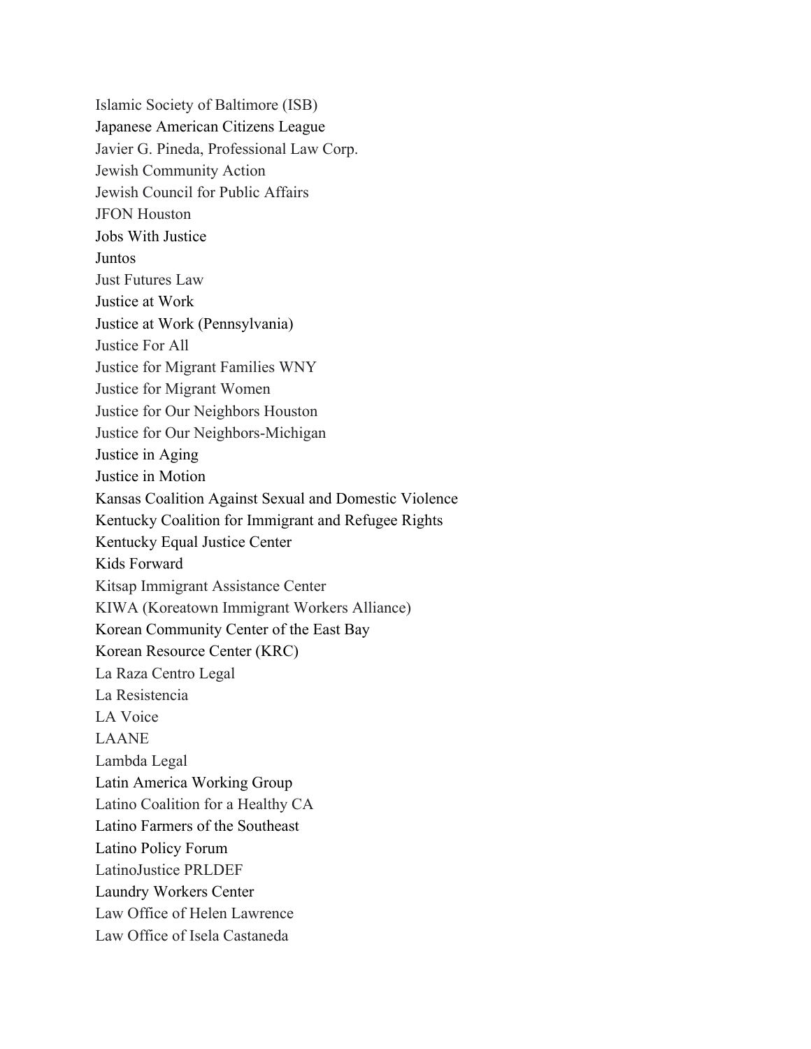Islamic Society of Baltimore (ISB)
Japanese American Citizens League
Javier G. Pineda, Professional Law Corp.
Jewish Community Action
Jewish Council for Public Affairs
JFON Houston
Jobs With Justice
Juntos
Just Futures Law
Justice at Work
Justice at Work (Pennsylvania)
Justice For All
Justice for Migrant Families WNY
Justice for Migrant Women
Justice for Our Neighbors Houston
Justice for Our Neighbors-Michigan
Justice in Aging
Justice in Motion
Kansas Coalition Against Sexual and Domestic Violence
Kentucky Coalition for Immigrant and Refugee Rights
Kentucky Equal Justice Center
Kids Forward
Kitsap Immigrant Assistance Center
KIWA (Koreatown Immigrant Workers Alliance)
Korean Community Center of the East Bay
Korean Resource Center (KRC)
La Raza Centro Legal
La Resistencia
LA Voice
LAANE
Lambda Legal
Latin America Working Group
Latino Coalition for a Healthy CA
Latino Farmers of the Southeast
Latino Policy Forum
LatinoJustice PRLDEF
Laundry Workers Center
Law Office of Helen Lawrence
Law Office of Isela Castaneda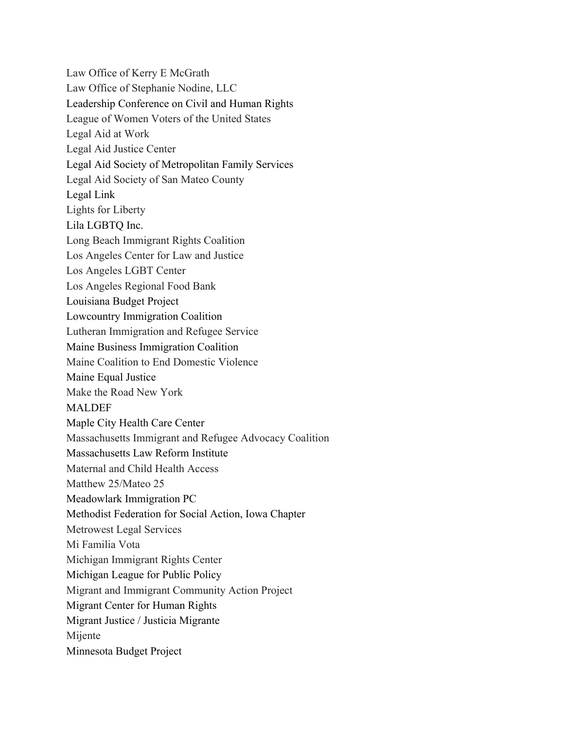Law Office of Kerry E McGrath
Law Office of Stephanie Nodine, LLC
Leadership Conference on Civil and Human Rights
League of Women Voters of the United States
Legal Aid at Work
Legal Aid Justice Center
Legal Aid Society of Metropolitan Family Services
Legal Aid Society of San Mateo County
Legal Link
Lights for Liberty
Lila LGBTQ Inc.
Long Beach Immigrant Rights Coalition
Los Angeles Center for Law and Justice
Los Angeles LGBT Center
Los Angeles Regional Food Bank
Louisiana Budget Project
Lowcountry Immigration Coalition
Lutheran Immigration and Refugee Service
Maine Business Immigration Coalition
Maine Coalition to End Domestic Violence
Maine Equal Justice
Make the Road New York
MALDEF
Maple City Health Care Center
Massachusetts Immigrant and Refugee Advocacy Coalition
Massachusetts Law Reform Institute
Maternal and Child Health Access
Matthew 25/Mateo 25
Meadowlark Immigration PC
Methodist Federation for Social Action, Iowa Chapter
Metrowest Legal Services
Mi Familia Vota
Michigan Immigrant Rights Center
Michigan League for Public Policy
Migrant and Immigrant Community Action Project
Migrant Center for Human Rights
Migrant Justice / Justicia Migrante
Mijente
Minnesota Budget Project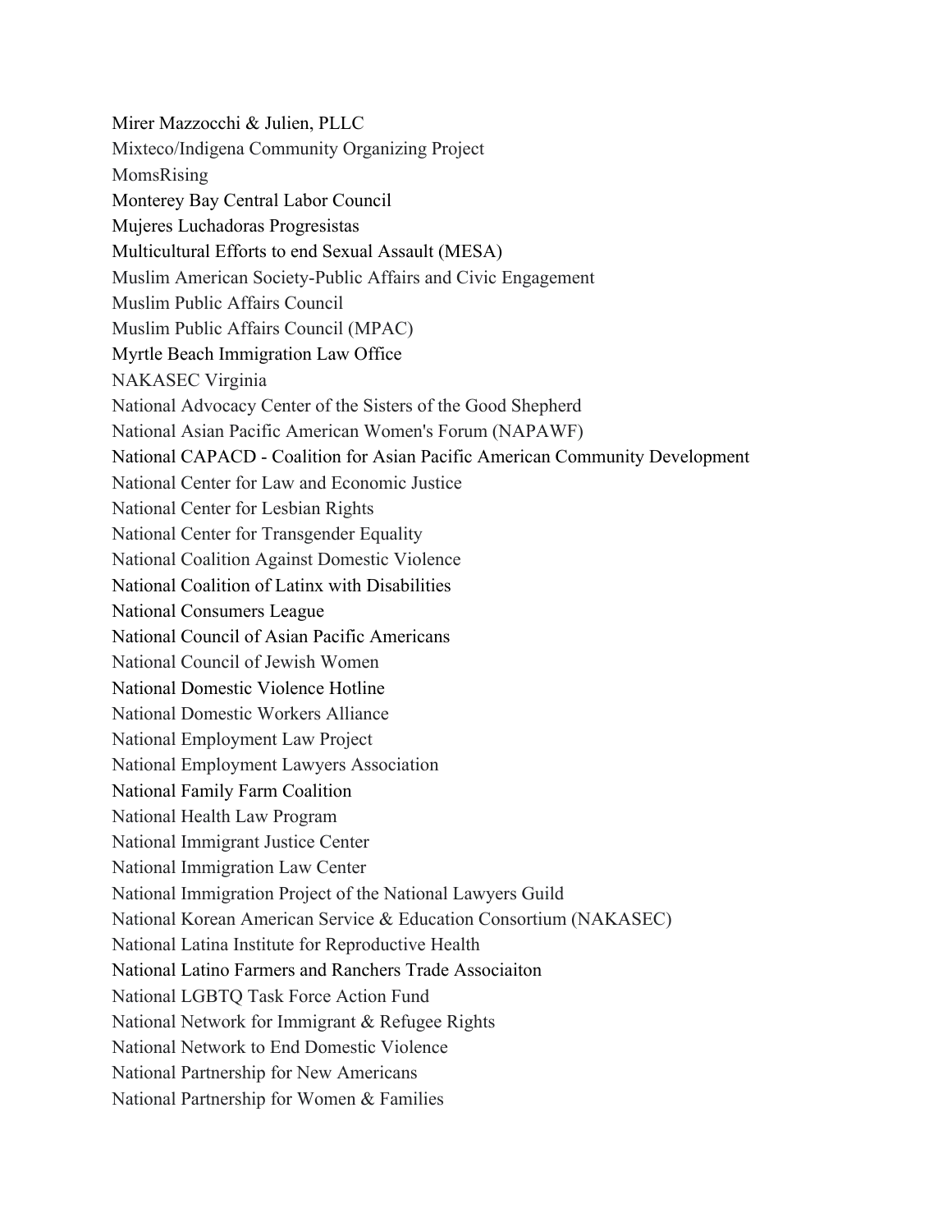Mirer Mazzocchi & Julien, PLLC
Mixteco/Indigena Community Organizing Project
MomsRising
Monterey Bay Central Labor Council
Mujeres Luchadoras Progresistas
Multicultural Efforts to end Sexual Assault (MESA)
Muslim American Society-Public Affairs and Civic Engagement
Muslim Public Affairs Council
Muslim Public Affairs Council (MPAC)
Myrtle Beach Immigration Law Office
NAKASEC Virginia
National Advocacy Center of the Sisters of the Good Shepherd
National Asian Pacific American Women's Forum (NAPAWF)
National CAPACD - Coalition for Asian Pacific American Community Development
National Center for Law and Economic Justice
National Center for Lesbian Rights
National Center for Transgender Equality
National Coalition Against Domestic Violence
National Coalition of Latinx with Disabilities
National Consumers League
National Council of Asian Pacific Americans
National Council of Jewish Women
National Domestic Violence Hotline
National Domestic Workers Alliance
National Employment Law Project
National Employment Lawyers Association
National Family Farm Coalition
National Health Law Program
National Immigrant Justice Center
National Immigration Law Center
National Immigration Project of the National Lawyers Guild
National Korean American Service & Education Consortium (NAKASEC)
National Latina Institute for Reproductive Health
National Latino Farmers and Ranchers Trade Associaiton
National LGBTQ Task Force Action Fund
National Network for Immigrant & Refugee Rights
National Network to End Domestic Violence
National Partnership for New Americans
National Partnership for Women & Families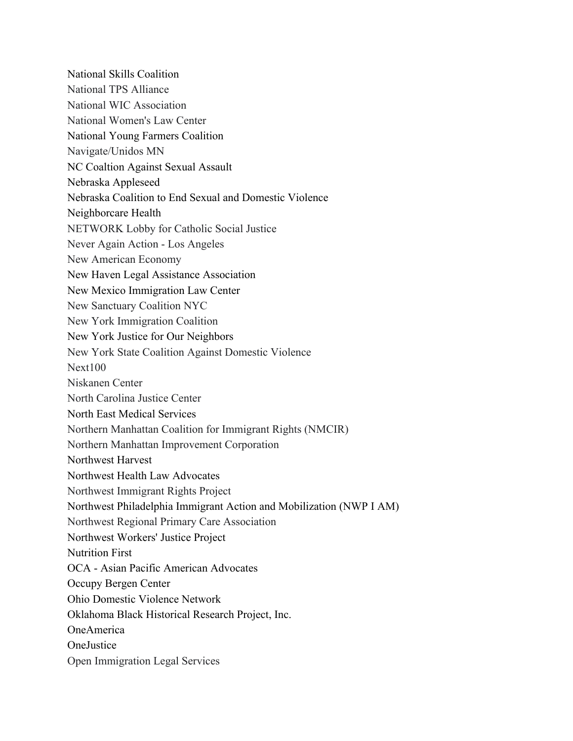National Skills Coalition
National TPS Alliance
National WIC Association
National Women's Law Center
National Young Farmers Coalition
Navigate/Unidos MN
NC Coaltion Against Sexual Assault
Nebraska Appleseed
Nebraska Coalition to End Sexual and Domestic Violence
Neighborcare Health
NETWORK Lobby for Catholic Social Justice
Never Again Action - Los Angeles
New American Economy
New Haven Legal Assistance Association
New Mexico Immigration Law Center
New Sanctuary Coalition NYC
New York Immigration Coalition
New York Justice for Our Neighbors
New York State Coalition Against Domestic Violence
Next100
Niskanen Center
North Carolina Justice Center
North East Medical Services
Northern Manhattan Coalition for Immigrant Rights (NMCIR)
Northern Manhattan Improvement Corporation
Northwest Harvest
Northwest Health Law Advocates
Northwest Immigrant Rights Project
Northwest Philadelphia Immigrant Action and Mobilization (NWP I AM)
Northwest Regional Primary Care Association
Northwest Workers' Justice Project
Nutrition First
OCA - Asian Pacific American Advocates
Occupy Bergen Center
Ohio Domestic Violence Network
Oklahoma Black Historical Research Project, Inc.
OneAmerica
OneJustice
Open Immigration Legal Services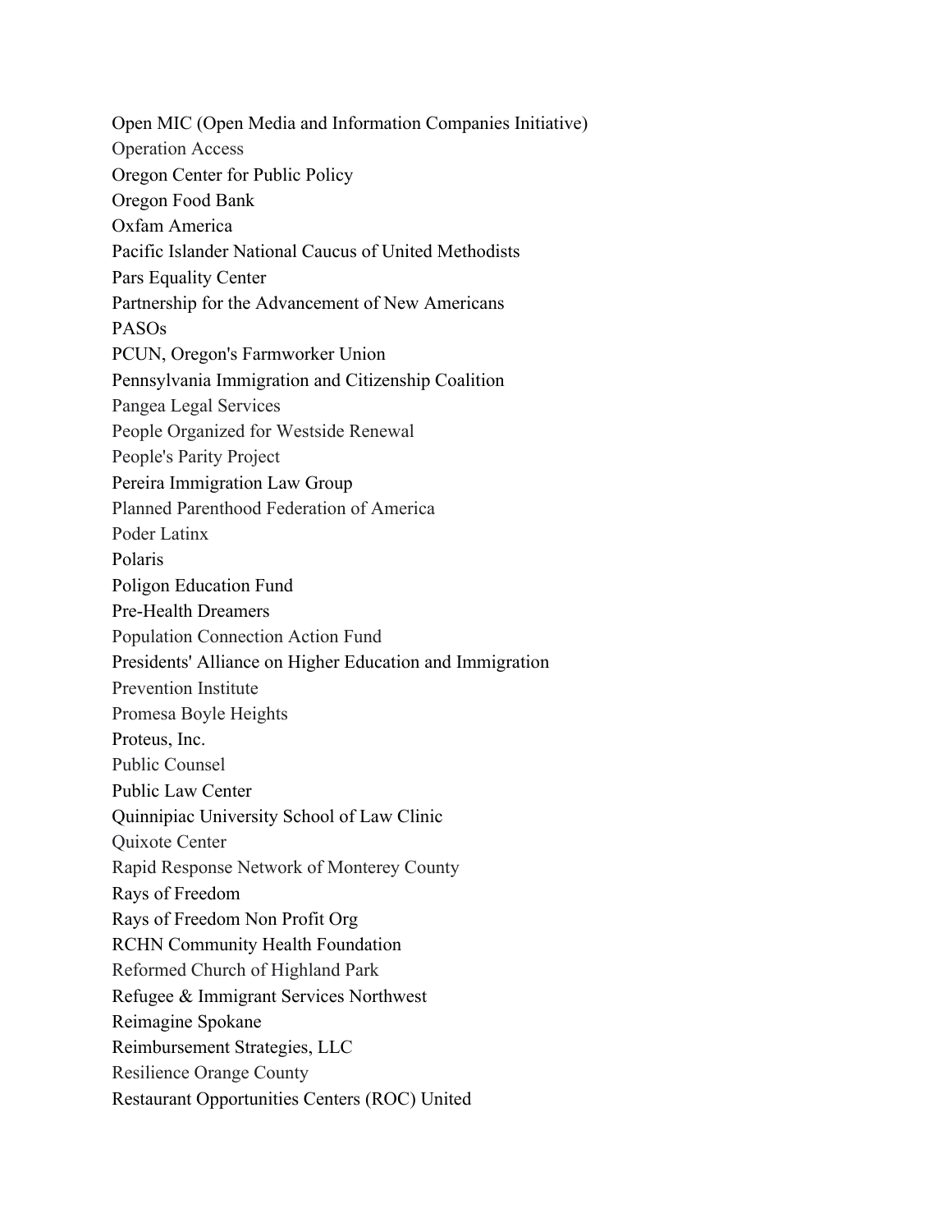Open MIC (Open Media and Information Companies Initiative)
Operation Access
Oregon Center for Public Policy
Oregon Food Bank
Oxfam America
Pacific Islander National Caucus of United Methodists
Pars Equality Center
Partnership for the Advancement of New Americans
PASOs
PCUN, Oregon's Farmworker Union
Pennsylvania Immigration and Citizenship Coalition
Pangea Legal Services
People Organized for Westside Renewal
People's Parity Project
Pereira Immigration Law Group
Planned Parenthood Federation of America
Poder Latinx
Polaris
Poligon Education Fund
Pre-Health Dreamers
Population Connection Action Fund
Presidents' Alliance on Higher Education and Immigration
Prevention Institute
Promesa Boyle Heights
Proteus, Inc.
Public Counsel
Public Law Center
Quinnipiac University School of Law Clinic
Quixote Center
Rapid Response Network of Monterey County
Rays of Freedom
Rays of Freedom Non Profit Org
RCHN Community Health Foundation
Reformed Church of Highland Park
Refugee & Immigrant Services Northwest
Reimagine Spokane
Reimbursement Strategies, LLC
Resilience Orange County
Restaurant Opportunities Centers (ROC) United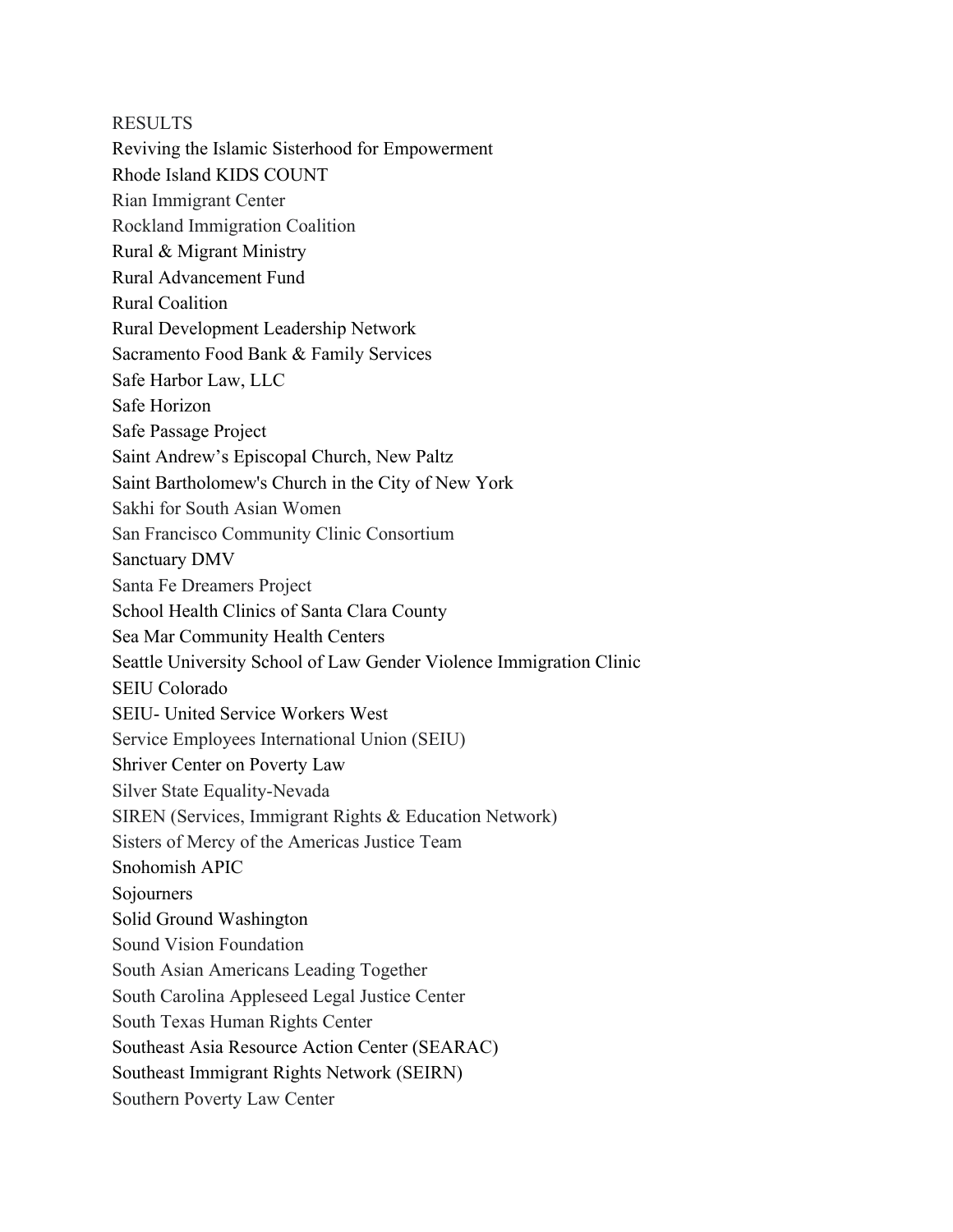RESULTS  
Reviving the Islamic Sisterhood for Empowerment  
Rhode Island KIDS COUNT  
Rian Immigrant Center  
Rockland Immigration Coalition  
Rural & Migrant Ministry  
Rural Advancement Fund  
Rural Coalition  
Rural Development Leadership Network  
Sacramento Food Bank & Family Services  
Safe Harbor Law, LLC  
Safe Horizon  
Safe Passage Project  
Saint Andrew's Episcopal Church, New Paltz  
Saint Bartholomew's Church in the City of New York  
Sakhi for South Asian Women  
San Francisco Community Clinic Consortium  
Sanctuary DMV  
Santa Fe Dreamers Project  
School Health Clinics of Santa Clara County  
Sea Mar Community Health Centers  
Seattle University School of Law Gender Violence Immigration Clinic  
SEIU Colorado  
SEIU- United Service Workers West  
Service Employees International Union (SEIU)  
Shriver Center on Poverty Law  
Silver State Equality-Nevada  
SIREN (Services, Immigrant Rights & Education Network)  
Sisters of Mercy of the Americas Justice Team  
Snohomish APIC  
Sojourners  
Solid Ground Washington  
Sound Vision Foundation  
South Asian Americans Leading Together  
South Carolina Appleseed Legal Justice Center  
South Texas Human Rights Center  
Southeast Asia Resource Action Center (SEARAC)  
Southeast Immigrant Rights Network (SEIRN)  
Southern Poverty Law Center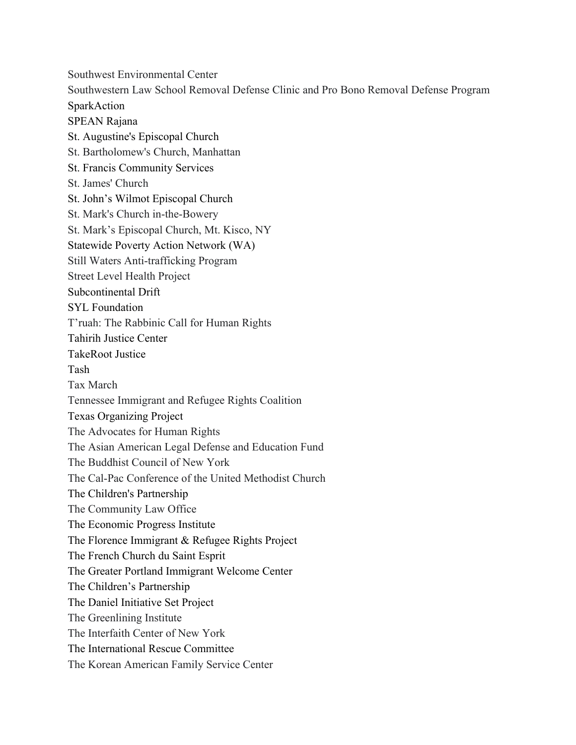Southwest Environmental Center
Southwestern Law School Removal Defense Clinic and Pro Bono Removal Defense Program
SparkAction
SPEAN Rajana
St. Augustine's Episcopal Church
St. Bartholomew's Church, Manhattan
St. Francis Community Services
St. James' Church
St. John's Wilmot Episcopal Church
St. Mark's Church in-the-Bowery
St. Mark's Episcopal Church, Mt. Kisco, NY
Statewide Poverty Action Network (WA)
Still Waters Anti-trafficking Program
Street Level Health Project
Subcontinental Drift
SYL Foundation
T'ruah: The Rabbinic Call for Human Rights
Tahirih Justice Center
TakeRoot Justice
Tash
Tax March
Tennessee Immigrant and Refugee Rights Coalition
Texas Organizing Project
The Advocates for Human Rights
The Asian American Legal Defense and Education Fund
The Buddhist Council of New York
The Cal-Pac Conference of the United Methodist Church
The Children's Partnership
The Community Law Office
The Economic Progress Institute
The Florence Immigrant & Refugee Rights Project
The French Church du Saint Esprit
The Greater Portland Immigrant Welcome Center
The Children's Partnership
The Daniel Initiative Set Project
The Greenlining Institute
The Interfaith Center of New York
The International Rescue Committee
The Korean American Family Service Center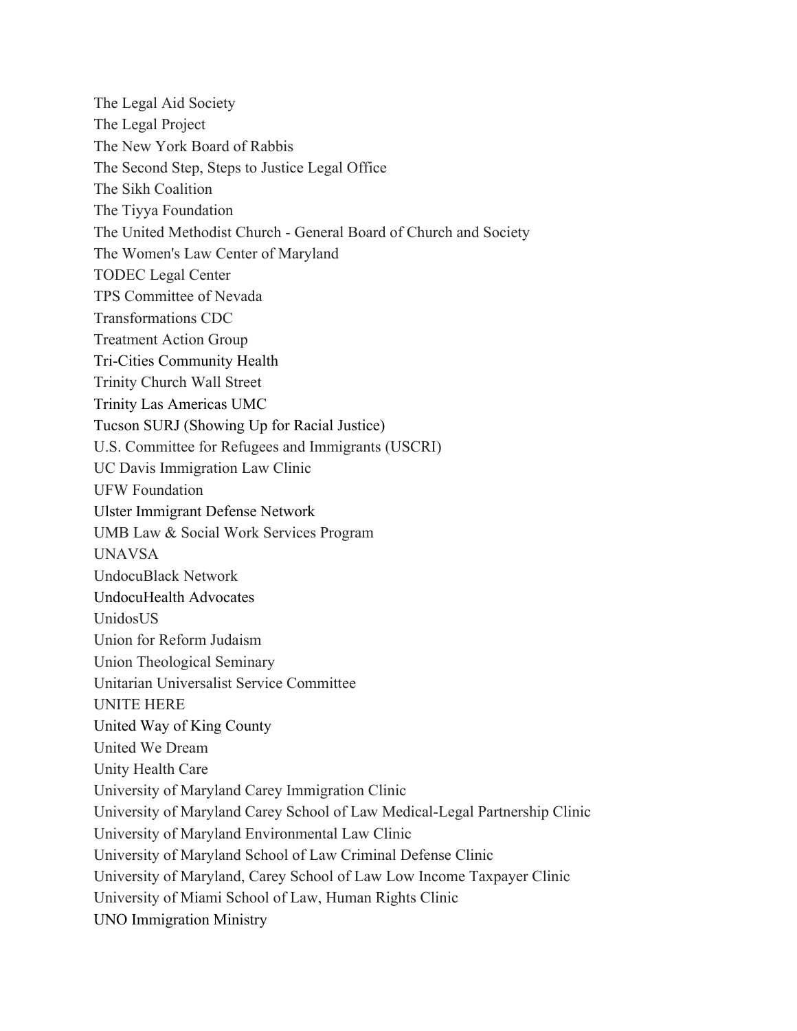The Legal Aid Society
The Legal Project
The New York Board of Rabbis
The Second Step, Steps to Justice Legal Office
The Sikh Coalition
The Tiyya Foundation
The United Methodist Church - General Board of Church and Society
The Women's Law Center of Maryland
TODEC Legal Center
TPS Committee of Nevada
Transformations CDC
Treatment Action Group
Tri-Cities Community Health
Trinity Church Wall Street
Trinity Las Americas UMC
Tucson SURJ (Showing Up for Racial Justice)
U.S. Committee for Refugees and Immigrants (USCRI)
UC Davis Immigration Law Clinic
UFW Foundation
Ulster Immigrant Defense Network
UMB Law & Social Work Services Program
UNAVSA
UndocuBlack Network
UndocuHealth Advocates
UnidosUS
Union for Reform Judaism
Union Theological Seminary
Unitarian Universalist Service Committee
UNITE HERE
United Way of King County
United We Dream
Unity Health Care
University of Maryland Carey Immigration Clinic
University of Maryland Carey School of Law Medical-Legal Partnership Clinic
University of Maryland Environmental Law Clinic
University of Maryland School of Law Criminal Defense Clinic
University of Maryland, Carey School of Law Low Income Taxpayer Clinic
University of Miami School of Law, Human Rights Clinic
UNO Immigration Ministry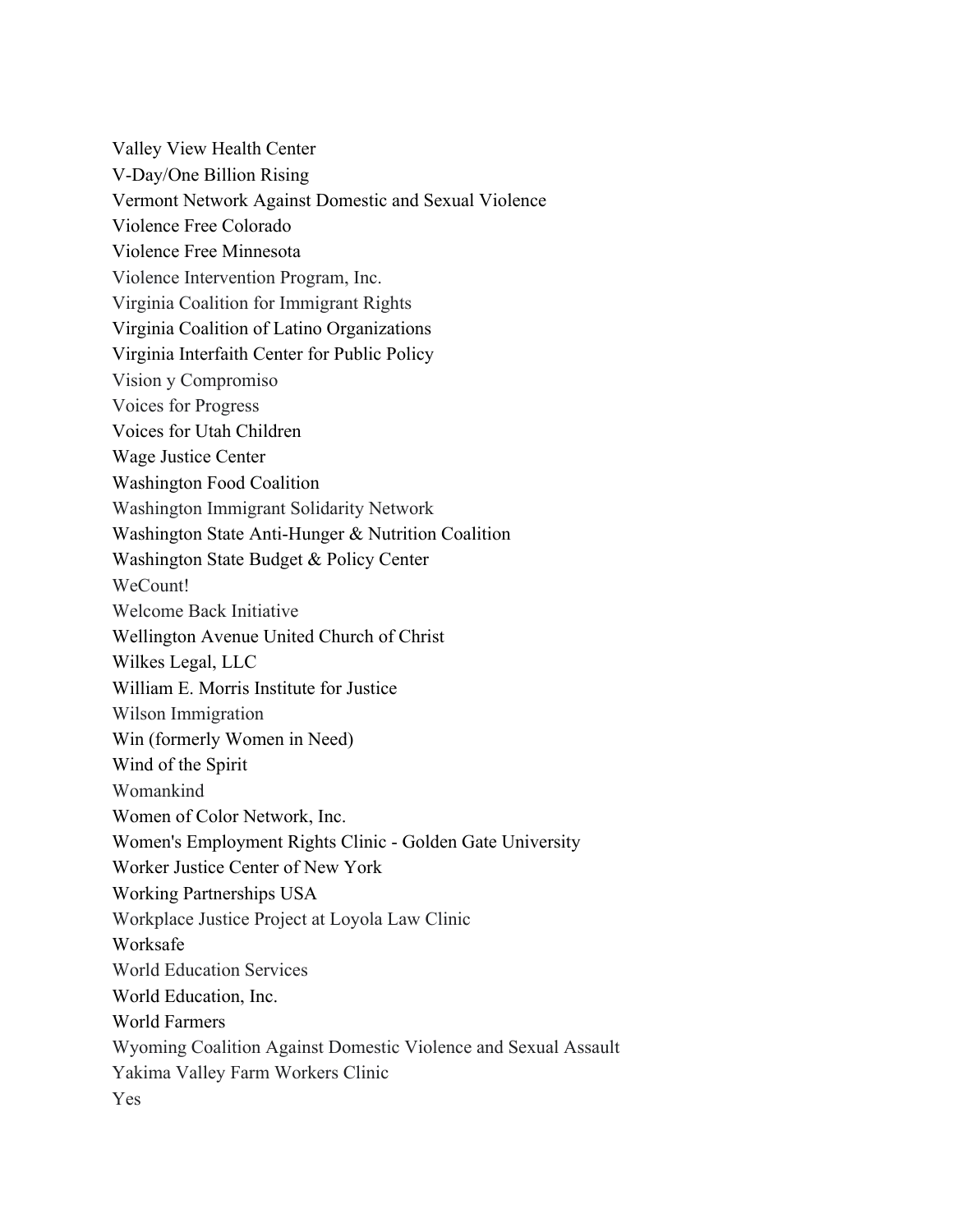Valley View Health Center
V-Day/One Billion Rising
Vermont Network Against Domestic and Sexual Violence
Violence Free Colorado
Violence Free Minnesota
Violence Intervention Program, Inc.
Virginia Coalition for Immigrant Rights
Virginia Coalition of Latino Organizations
Virginia Interfaith Center for Public Policy
Vision y Compromiso
Voices for Progress
Voices for Utah Children
Wage Justice Center
Washington Food Coalition
Washington Immigrant Solidarity Network
Washington State Anti-Hunger & Nutrition Coalition
Washington State Budget & Policy Center
WeCount!
Welcome Back Initiative
Wellington Avenue United Church of Christ
Wilkes Legal, LLC
William E. Morris Institute for Justice
Wilson Immigration
Win (formerly Women in Need)
Wind of the Spirit
Womankind
Women of Color Network, Inc.
Women's Employment Rights Clinic - Golden Gate University
Worker Justice Center of New York
Working Partnerships USA
Workplace Justice Project at Loyola Law Clinic
Worksafe
World Education Services
World Education, Inc.
World Farmers
Wyoming Coalition Against Domestic Violence and Sexual Assault
Yakima Valley Farm Workers Clinic
Yes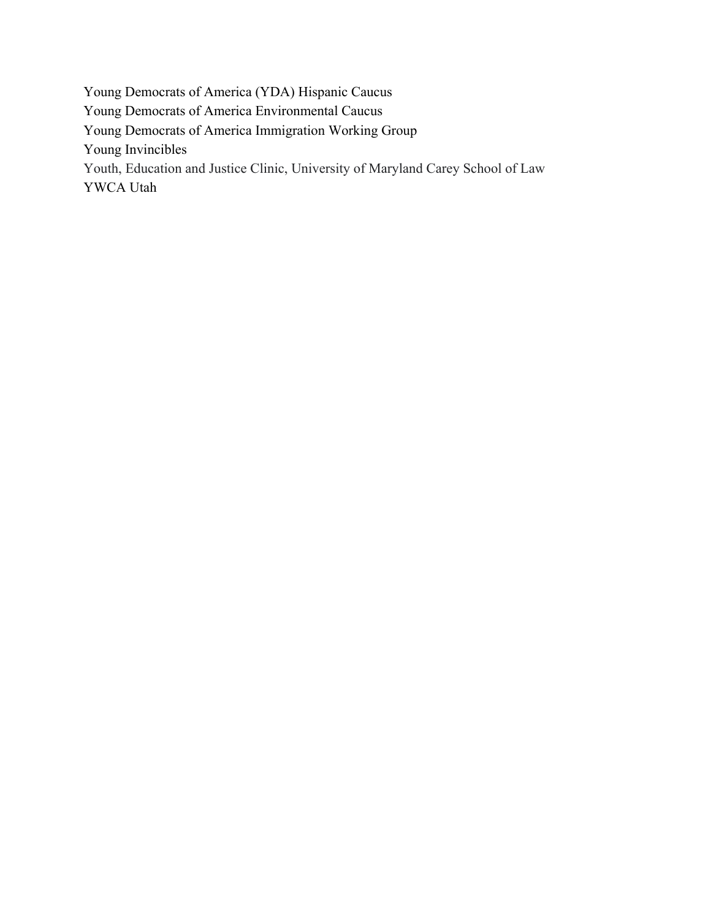Young Democrats of America (YDA) Hispanic Caucus
Young Democrats of America Environmental Caucus
Young Democrats of America Immigration Working Group
Young Invincibles
Youth, Education and Justice Clinic, University of Maryland Carey School of Law
YWCA Utah